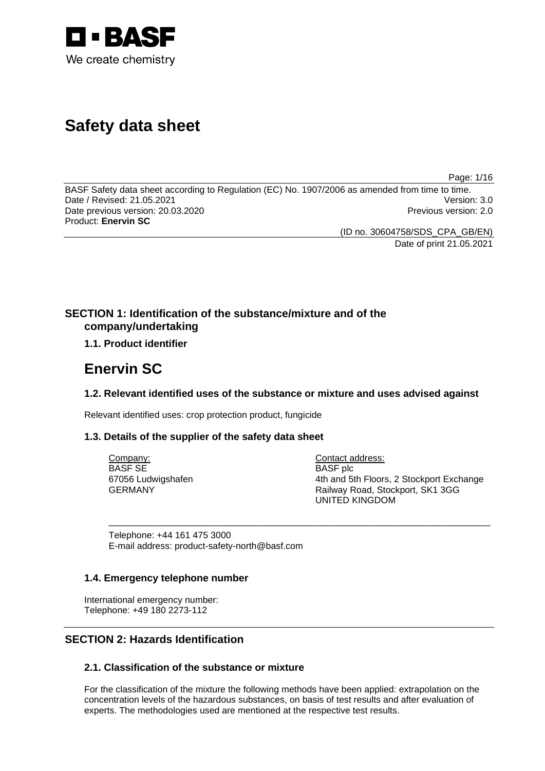BASF

We create chemistry

# Safety data sheet

BASF Safety data sheet according to Regulation (EC) No. 1907/2006 as amended from time to time.
Date / Revised: 21.05.2021 Version: 3.0
Date previous version: 20.03.2020 Previous version: 2.0
Product: **Enervin SC**

(ID no. 30604758/SDS_CPA_GB/EN)
Date of print 21.05.2021

## SECTION 1: Identification of the substance/mixture and of the company/undertaking

### 1.1. Product identifier

# Enervin SC

### 1.2. Relevant identified uses of the substance or mixture and uses advised against

Relevant identified uses: crop protection product, fungicide

### 1.3. Details of the supplier of the safety data sheet

Company:
BASF SE
67056 Ludwigshafen
GERMANY

Contact address:
BASF plc
4th and 5th Floors, 2 Stockport Exchange
Railway Road, Stockport, SK1 3GG
UNITED KINGDOM

Telephone: +44 161 475 3000
E-mail address: product-safety-north@basf.com

### 1.4. Emergency telephone number

International emergency number:
Telephone: +49 180 2273-112

## SECTION 2: Hazards Identification

### 2.1. Classification of the substance or mixture

For the classification of the mixture the following methods have been applied: extrapolation on the concentration levels of the hazardous substances, on basis of test results and after evaluation of experts. The methodologies used are mentioned at the respective test results.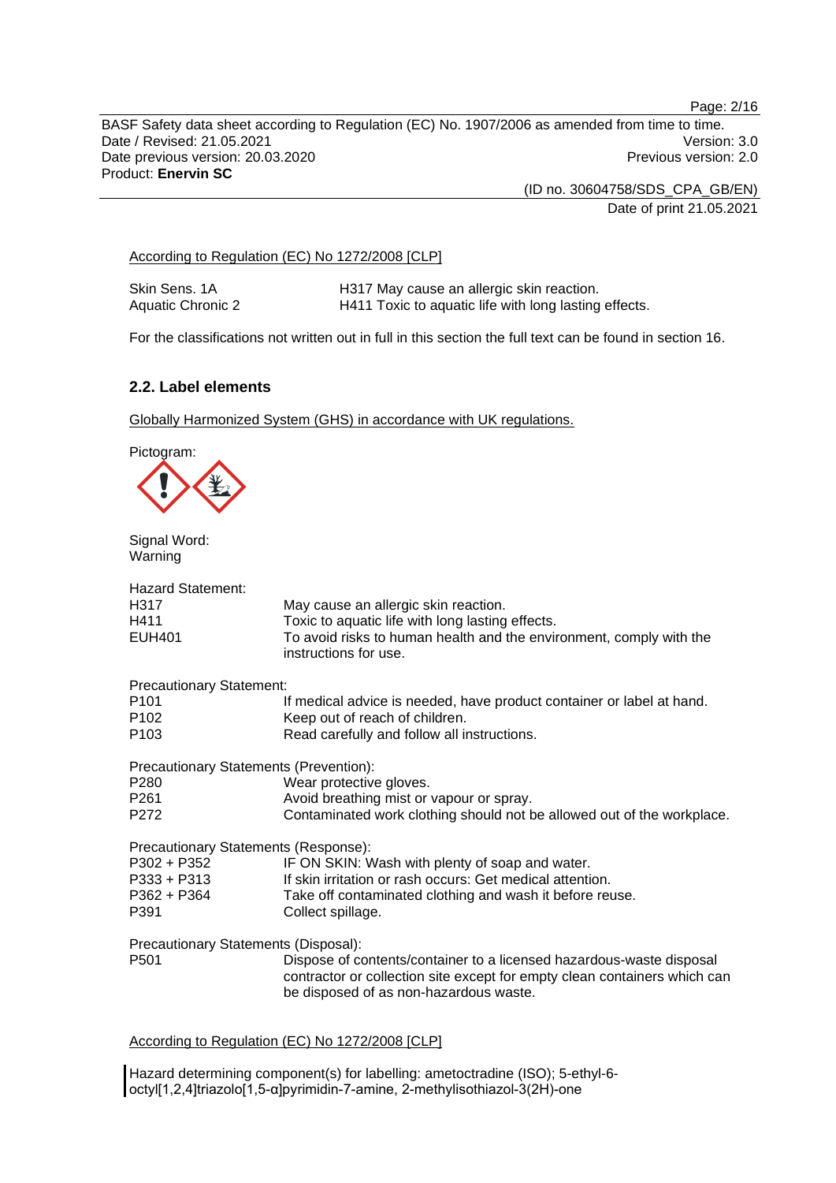According to Regulation (EC) No 1272/2008 [CLP]

| | |
|---|---|
| Skin Sens. 1A | H317 May cause an allergic skin reaction. |
| Aquatic Chronic 2 | H411 Toxic to aquatic life with long lasting effects. |

For the classifications not written out in full in this section the full text can be found in section 16.

## 2.2. Label elements

Globally Harmonized System (GHS) in accordance with UK regulations.

Pictogram:

Signal Word:
Warning

Hazard Statement:

| | |
|---|---|
| H317 | May cause an allergic skin reaction. |
| H411 | Toxic to aquatic life with long lasting effects. |
| EUH401 | To avoid risks to human health and the environment, comply with the instructions for use. |

Precautionary Statement:

| | |
|---|---|
| P101 | If medical advice is needed, have product container or label at hand. |
| P102 | Keep out of reach of children. |
| P103 | Read carefully and follow all instructions. |

Precautionary Statements (Prevention):

| | |
|---|---|
| P280 | Wear protective gloves. |
| P261 | Avoid breathing mist or vapour or spray. |
| P272 | Contaminated work clothing should not be allowed out of the workplace. |

Precautionary Statements (Response):

| | |
|---|---|
| P302 + P352 | IF ON SKIN: Wash with plenty of soap and water. |
| P333 + P313 | If skin irritation or rash occurs: Get medical attention. |
| P362 + P364 | Take off contaminated clothing and wash it before reuse. |
| P391 | Collect spillage. |

Precautionary Statements (Disposal):

| | |
|---|---|
| P501 | Dispose of contents/container to a licensed hazardous-waste disposal contractor or collection site except for empty clean containers which can be disposed of as non-hazardous waste. |

According to Regulation (EC) No 1272/2008 [CLP]

Hazard determining component(s) for labelling: ametoctradine (ISO); 5-ethyl-6-octyl[1,2,4]triazolo[1,5-α]pyrimidin-7-amine, 2-methylisothiazol-3(2H)-one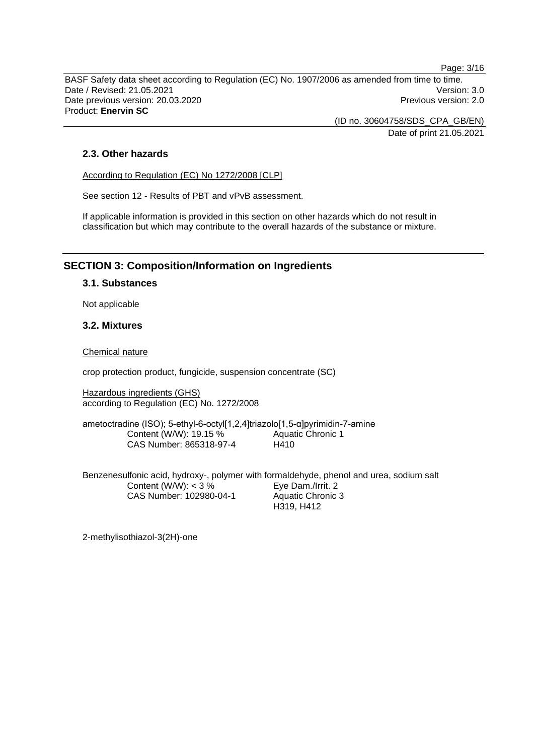### 2.3. Other hazards

According to Regulation (EC) No 1272/2008 [CLP]

See section 12 - Results of PBT and vPvB assessment.

If applicable information is provided in this section on other hazards which do not result in classification but which may contribute to the overall hazards of the substance or mixture.

## SECTION 3: Composition/Information on Ingredients

### 3.1. Substances

Not applicable

### 3.2. Mixtures

Chemical nature

crop protection product, fungicide, suspension concentrate (SC)

Hazardous ingredients (GHS)
according to Regulation (EC) No. 1272/2008

ametoctradine (ISO); 5-ethyl-6-octyl[1,2,4]triazolo[1,5-α]pyrimidin-7-amine

| | |
|---|---|
| Content (W/W): 19.15 % | Aquatic Chronic 1 |
| CAS Number: 865318-97-4 | H410 |

Benzenesulfonic acid, hydroxy-, polymer with formaldehyde, phenol and urea, sodium salt

| | |
|---|---|
| Content (W/W): < 3 % | Eye Dam./Irrit. 2 |
| CAS Number: 102980-04-1 | Aquatic Chronic 3 |
| | H319, H412 |

2-methylisothiazol-3(2H)-one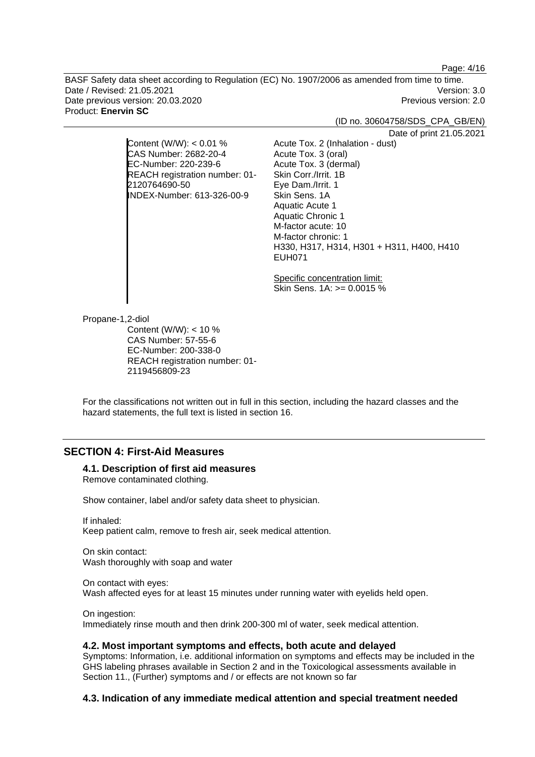Content (W/W): < 0.01 %
CAS Number: 2682-20-4
EC-Number: 220-239-6
REACH registration number: 01-2120764690-50
INDEX-Number: 613-326-00-9

Acute Tox. 2 (Inhalation - dust)
Acute Tox. 3 (oral)
Acute Tox. 3 (dermal)
Skin Corr./Irrit. 1B
Eye Dam./Irrit. 1
Skin Sens. 1A
Aquatic Acute 1
Aquatic Chronic 1
M-factor acute: 10
M-factor chronic: 1
H330, H317, H314, H301 + H311, H400, H410
EUH071

Specific concentration limit:
Skin Sens. 1A: >= 0.0015 %

Propane-1,2-diol

Content (W/W): < 10 %
CAS Number: 57-55-6
EC-Number: 200-338-0
REACH registration number: 01-2119456809-23

For the classifications not written out in full in this section, including the hazard classes and the hazard statements, the full text is listed in section 16.

## SECTION 4: First-Aid Measures

### 4.1. Description of first aid measures

Remove contaminated clothing.

Show container, label and/or safety data sheet to physician.

If inhaled:
Keep patient calm, remove to fresh air, seek medical attention.

On skin contact:
Wash thoroughly with soap and water

On contact with eyes:
Wash affected eyes for at least 15 minutes under running water with eyelids held open.

On ingestion:
Immediately rinse mouth and then drink 200-300 ml of water, seek medical attention.

### 4.2. Most important symptoms and effects, both acute and delayed

Symptoms: Information, i.e. additional information on symptoms and effects may be included in the GHS labeling phrases available in Section 2 and in the Toxicological assessments available in Section 11., (Further) symptoms and / or effects are not known so far

### 4.3. Indication of any immediate medical attention and special treatment needed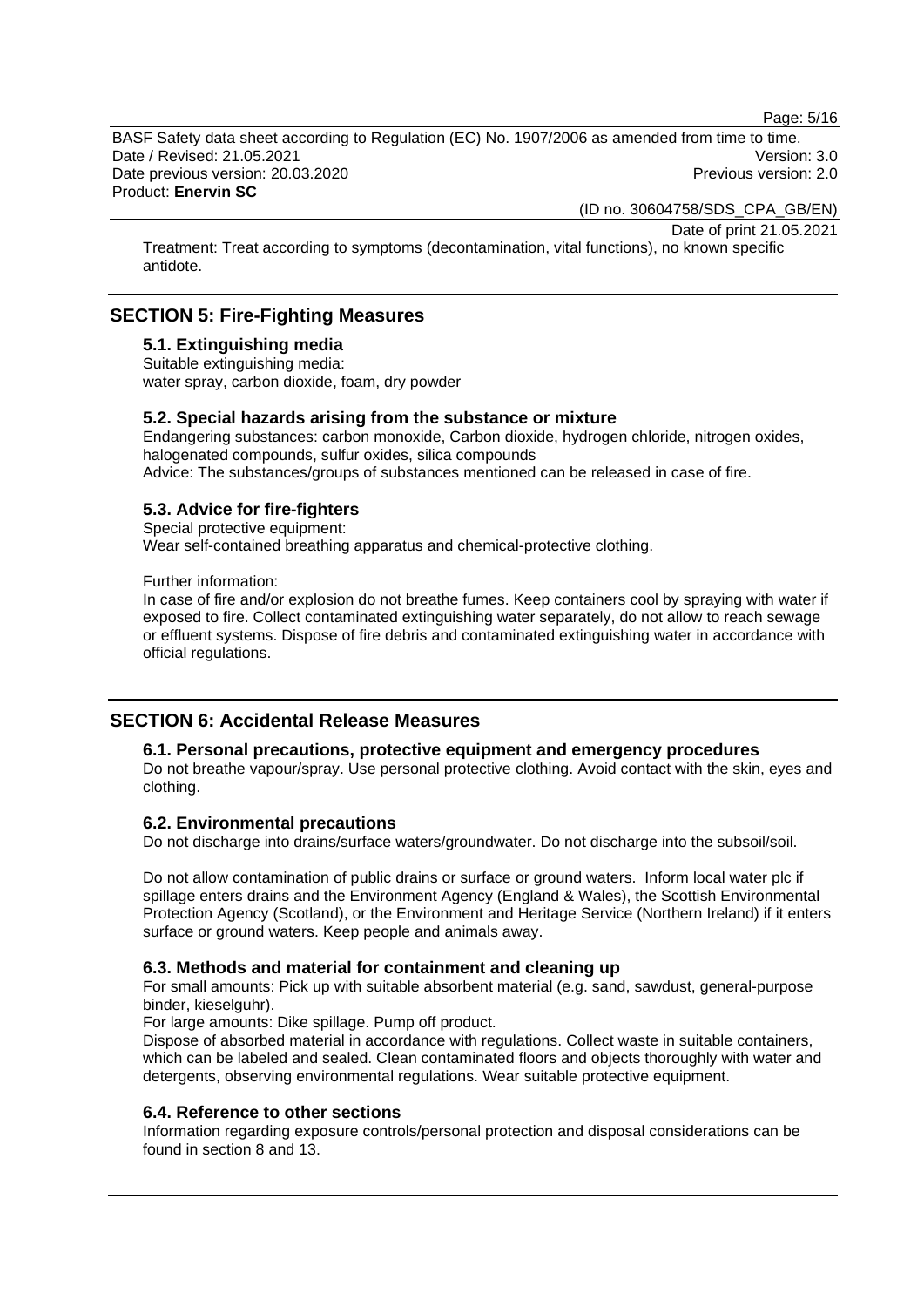Treatment: Treat according to symptoms (decontamination, vital functions), no known specific antidote.

## SECTION 5: Fire-Fighting Measures

### 5.1. Extinguishing media

Suitable extinguishing media:
water spray, carbon dioxide, foam, dry powder

### 5.2. Special hazards arising from the substance or mixture

Endangering substances: carbon monoxide, Carbon dioxide, hydrogen chloride, nitrogen oxides, halogenated compounds, sulfur oxides, silica compounds
Advice: The substances/groups of substances mentioned can be released in case of fire.

### 5.3. Advice for fire-fighters

Special protective equipment:
Wear self-contained breathing apparatus and chemical-protective clothing.

Further information:
In case of fire and/or explosion do not breathe fumes. Keep containers cool by spraying with water if exposed to fire. Collect contaminated extinguishing water separately, do not allow to reach sewage or effluent systems. Dispose of fire debris and contaminated extinguishing water in accordance with official regulations.

## SECTION 6: Accidental Release Measures

### 6.1. Personal precautions, protective equipment and emergency procedures

Do not breathe vapour/spray. Use personal protective clothing. Avoid contact with the skin, eyes and clothing.

### 6.2. Environmental precautions

Do not discharge into drains/surface waters/groundwater. Do not discharge into the subsoil/soil.

Do not allow contamination of public drains or surface or ground waters. Inform local water plc if spillage enters drains and the Environment Agency (England & Wales), the Scottish Environmental Protection Agency (Scotland), or the Environment and Heritage Service (Northern Ireland) if it enters surface or ground waters. Keep people and animals away.

### 6.3. Methods and material for containment and cleaning up

For small amounts: Pick up with suitable absorbent material (e.g. sand, sawdust, general-purpose binder, kieselguhr).
For large amounts: Dike spillage. Pump off product.
Dispose of absorbed material in accordance with regulations. Collect waste in suitable containers, which can be labeled and sealed. Clean contaminated floors and objects thoroughly with water and detergents, observing environmental regulations. Wear suitable protective equipment.

### 6.4. Reference to other sections

Information regarding exposure controls/personal protection and disposal considerations can be found in section 8 and 13.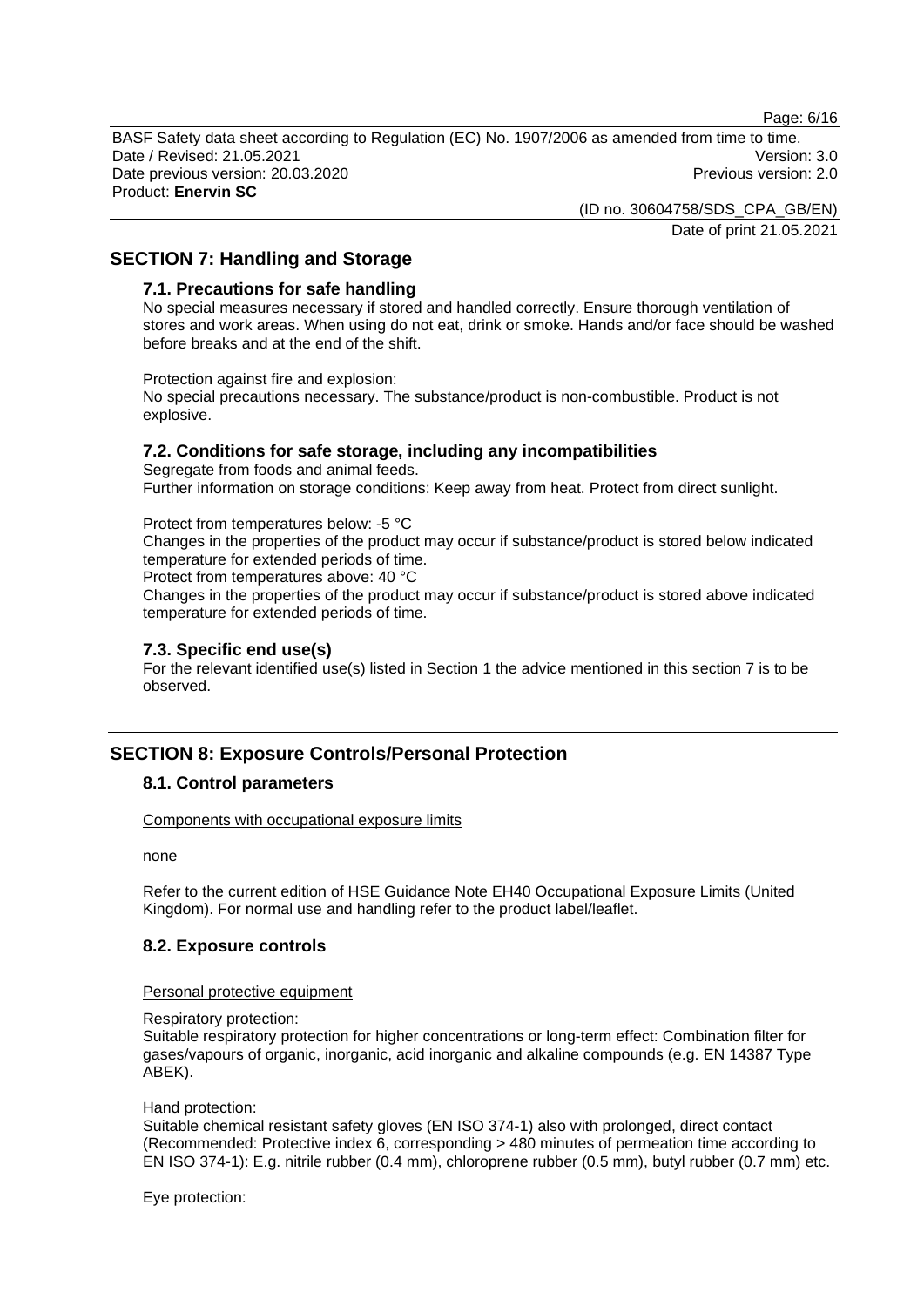## SECTION 7: Handling and Storage

### 7.1. Precautions for safe handling

No special measures necessary if stored and handled correctly. Ensure thorough ventilation of stores and work areas. When using do not eat, drink or smoke. Hands and/or face should be washed before breaks and at the end of the shift.

Protection against fire and explosion:
No special precautions necessary. The substance/product is non-combustible. Product is not explosive.

### 7.2. Conditions for safe storage, including any incompatibilities

Segregate from foods and animal feeds.
Further information on storage conditions: Keep away from heat. Protect from direct sunlight.

Protect from temperatures below: -5 °C
Changes in the properties of the product may occur if substance/product is stored below indicated temperature for extended periods of time.
Protect from temperatures above: 40 °C
Changes in the properties of the product may occur if substance/product is stored above indicated temperature for extended periods of time.

### 7.3. Specific end use(s)

For the relevant identified use(s) listed in Section 1 the advice mentioned in this section 7 is to be observed.

## SECTION 8: Exposure Controls/Personal Protection

### 8.1. Control parameters

Components with occupational exposure limits

none

Refer to the current edition of HSE Guidance Note EH40 Occupational Exposure Limits (United Kingdom). For normal use and handling refer to the product label/leaflet.

### 8.2. Exposure controls

Personal protective equipment

Respiratory protection:
Suitable respiratory protection for higher concentrations or long-term effect: Combination filter for gases/vapours of organic, inorganic, acid inorganic and alkaline compounds (e.g. EN 14387 Type ABEK).

Hand protection:
Suitable chemical resistant safety gloves (EN ISO 374-1) also with prolonged, direct contact (Recommended: Protective index 6, corresponding > 480 minutes of permeation time according to EN ISO 374-1): E.g. nitrile rubber (0.4 mm), chloroprene rubber (0.5 mm), butyl rubber (0.7 mm) etc.

Eye protection: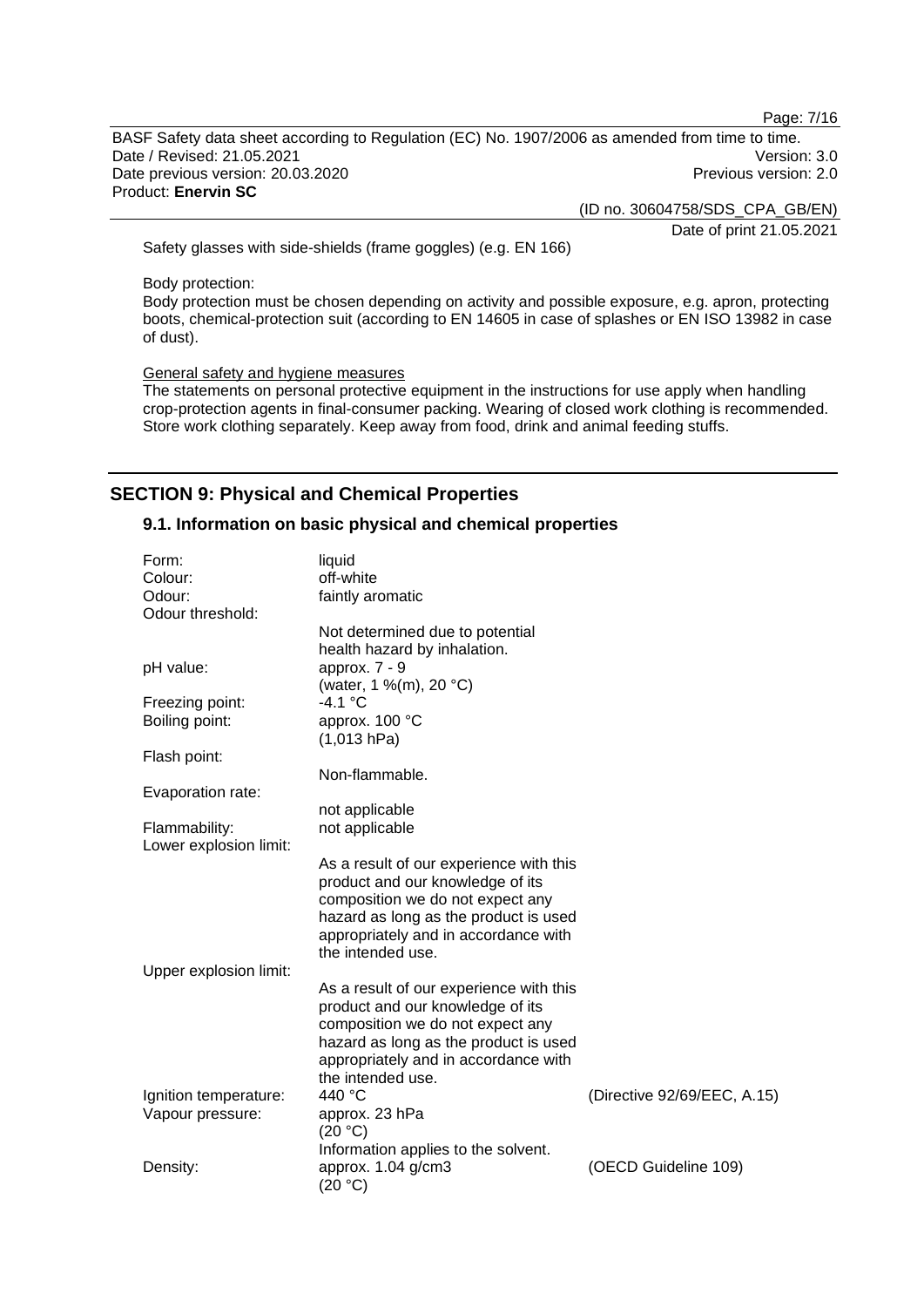Safety glasses with side-shields (frame goggles) (e.g. EN 166)

Body protection:
Body protection must be chosen depending on activity and possible exposure, e.g. apron, protecting boots, chemical-protection suit (according to EN 14605 in case of splashes or EN ISO 13982 in case of dust).

General safety and hygiene measures
The statements on personal protective equipment in the instructions for use apply when handling crop-protection agents in final-consumer packing. Wearing of closed work clothing is recommended. Store work clothing separately. Keep away from food, drink and animal feeding stuffs.

## SECTION 9: Physical and Chemical Properties

### 9.1. Information on basic physical and chemical properties

| Property | Value | Method |
|---|---|---|
| Form: | liquid | |
| Colour: | off-white | |
| Odour: | faintly aromatic | |
| Odour threshold: | Not determined due to potential health hazard by inhalation. | |
| pH value: | approx. 7 - 9 (water, 1 %(m), 20 °C) | |
| Freezing point: | -4.1 °C | |
| Boiling point: | approx. 100 °C (1,013 hPa) | |
| Flash point: | Non-flammable. | |
| Evaporation rate: | not applicable | |
| Flammability: | not applicable | |
| Lower explosion limit: | As a result of our experience with this product and our knowledge of its composition we do not expect any hazard as long as the product is used appropriately and in accordance with the intended use. | |
| Upper explosion limit: | As a result of our experience with this product and our knowledge of its composition we do not expect any hazard as long as the product is used appropriately and in accordance with the intended use. | |
| Ignition temperature: | 440 °C | (Directive 92/69/EEC, A.15) |
| Vapour pressure: | approx. 23 hPa (20 °C) Information applies to the solvent. | |
| Density: | approx. 1.04 g/cm3 (20 °C) | (OECD Guideline 109) |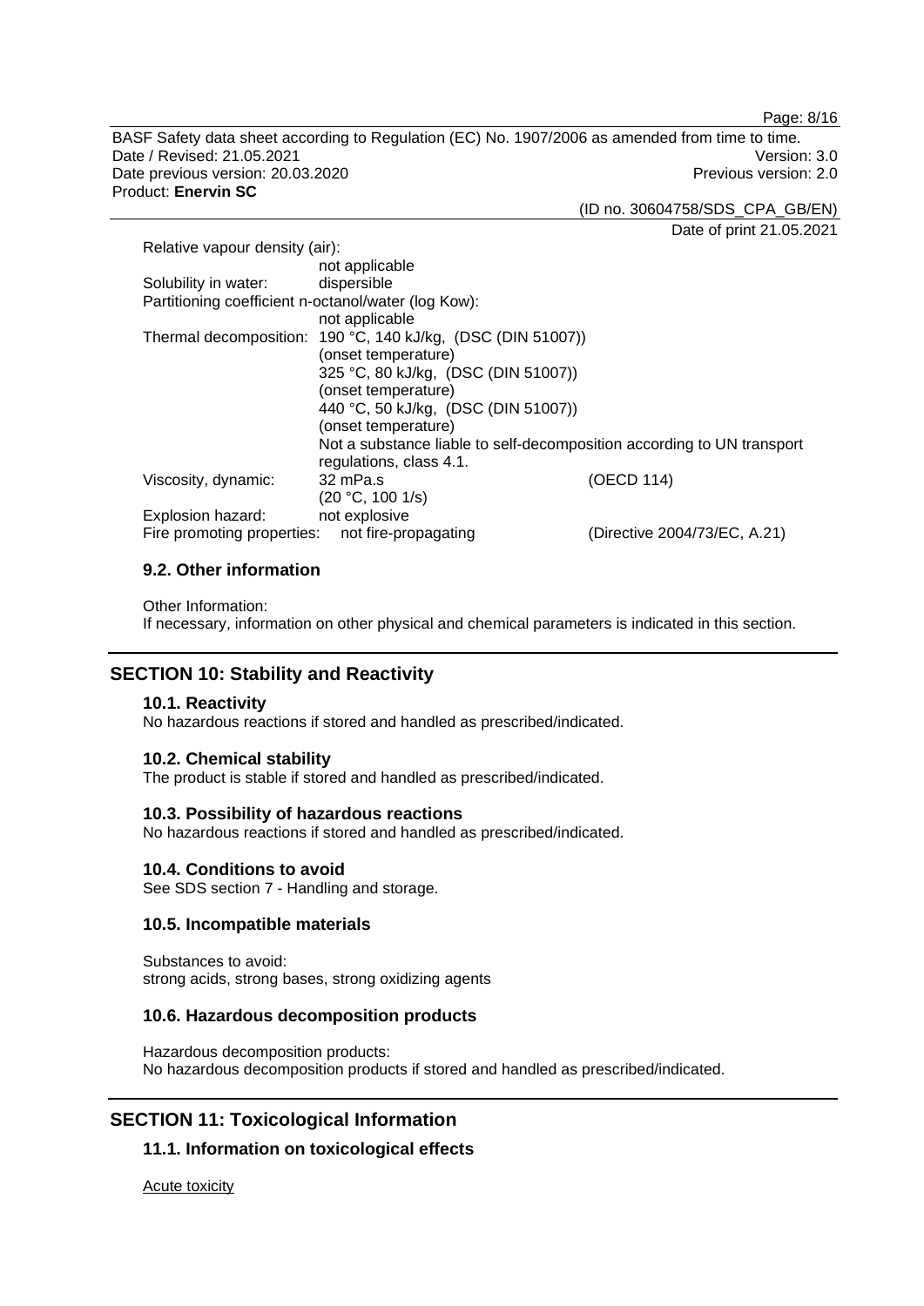Relative vapour density (air):
not applicable

Solubility in water: dispersible

Partitioning coefficient n-octanol/water (log Kow):
not applicable

Thermal decomposition: 190 °C, 140 kJ/kg, (DSC (DIN 51007))
(onset temperature)
325 °C, 80 kJ/kg, (DSC (DIN 51007))
(onset temperature)
440 °C, 50 kJ/kg, (DSC (DIN 51007))
(onset temperature)
Not a substance liable to self-decomposition according to UN transport regulations, class 4.1.

Viscosity, dynamic: 32 mPa.s (20 °C, 100 1/s) (OECD 114)

Explosion hazard: not explosive

Fire promoting properties: not fire-propagating (Directive 2004/73/EC, A.21)

### 9.2. Other information

Other Information:
If necessary, information on other physical and chemical parameters is indicated in this section.

## SECTION 10: Stability and Reactivity

### 10.1. Reactivity

No hazardous reactions if stored and handled as prescribed/indicated.

### 10.2. Chemical stability

The product is stable if stored and handled as prescribed/indicated.

### 10.3. Possibility of hazardous reactions

No hazardous reactions if stored and handled as prescribed/indicated.

### 10.4. Conditions to avoid

See SDS section 7 - Handling and storage.

### 10.5. Incompatible materials

Substances to avoid:
strong acids, strong bases, strong oxidizing agents

### 10.6. Hazardous decomposition products

Hazardous decomposition products:
No hazardous decomposition products if stored and handled as prescribed/indicated.

## SECTION 11: Toxicological Information

### 11.1. Information on toxicological effects

Acute toxicity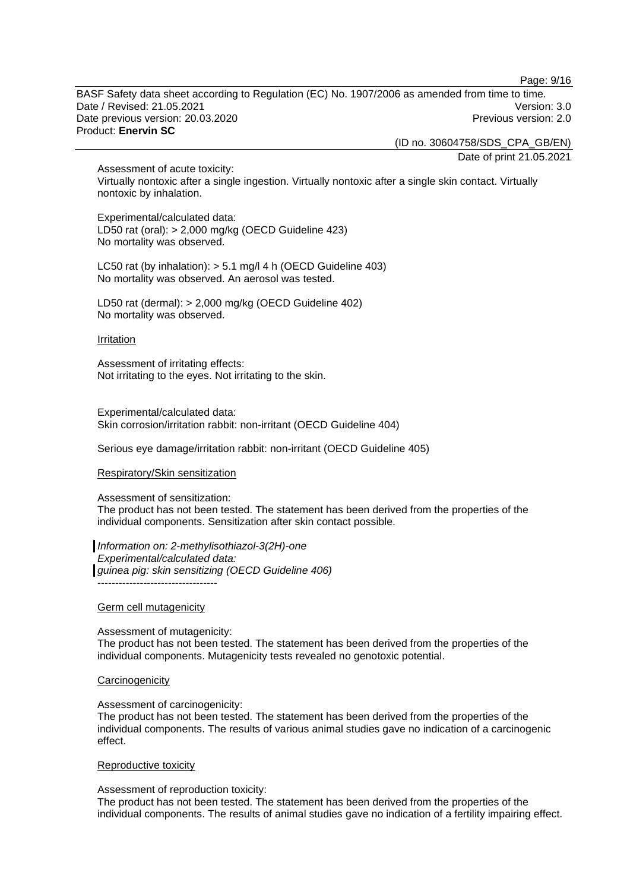Assessment of acute toxicity:
Virtually nontoxic after a single ingestion. Virtually nontoxic after a single skin contact. Virtually nontoxic by inhalation.

Experimental/calculated data:
LD50 rat (oral): > 2,000 mg/kg (OECD Guideline 423)
No mortality was observed.

LC50 rat (by inhalation): > 5.1 mg/l 4 h (OECD Guideline 403)
No mortality was observed. An aerosol was tested.

LD50 rat (dermal): > 2,000 mg/kg (OECD Guideline 402)
No mortality was observed.

Irritation

Assessment of irritating effects:
Not irritating to the eyes. Not irritating to the skin.

Experimental/calculated data:
Skin corrosion/irritation rabbit: non-irritant (OECD Guideline 404)

Serious eye damage/irritation rabbit: non-irritant (OECD Guideline 405)

Respiratory/Skin sensitization

Assessment of sensitization:
The product has not been tested. The statement has been derived from the properties of the individual components. Sensitization after skin contact possible.

*Information on: 2-methylisothiazol-3(2H)-one*
*Experimental/calculated data:*
*guinea pig: skin sensitizing (OECD Guideline 406)*
----------------------------------

Germ cell mutagenicity

Assessment of mutagenicity:
The product has not been tested. The statement has been derived from the properties of the individual components. Mutagenicity tests revealed no genotoxic potential.

Carcinogenicity

Assessment of carcinogenicity:
The product has not been tested. The statement has been derived from the properties of the individual components. The results of various animal studies gave no indication of a carcinogenic effect.

Reproductive toxicity

Assessment of reproduction toxicity:
The product has not been tested. The statement has been derived from the properties of the individual components. The results of animal studies gave no indication of a fertility impairing effect.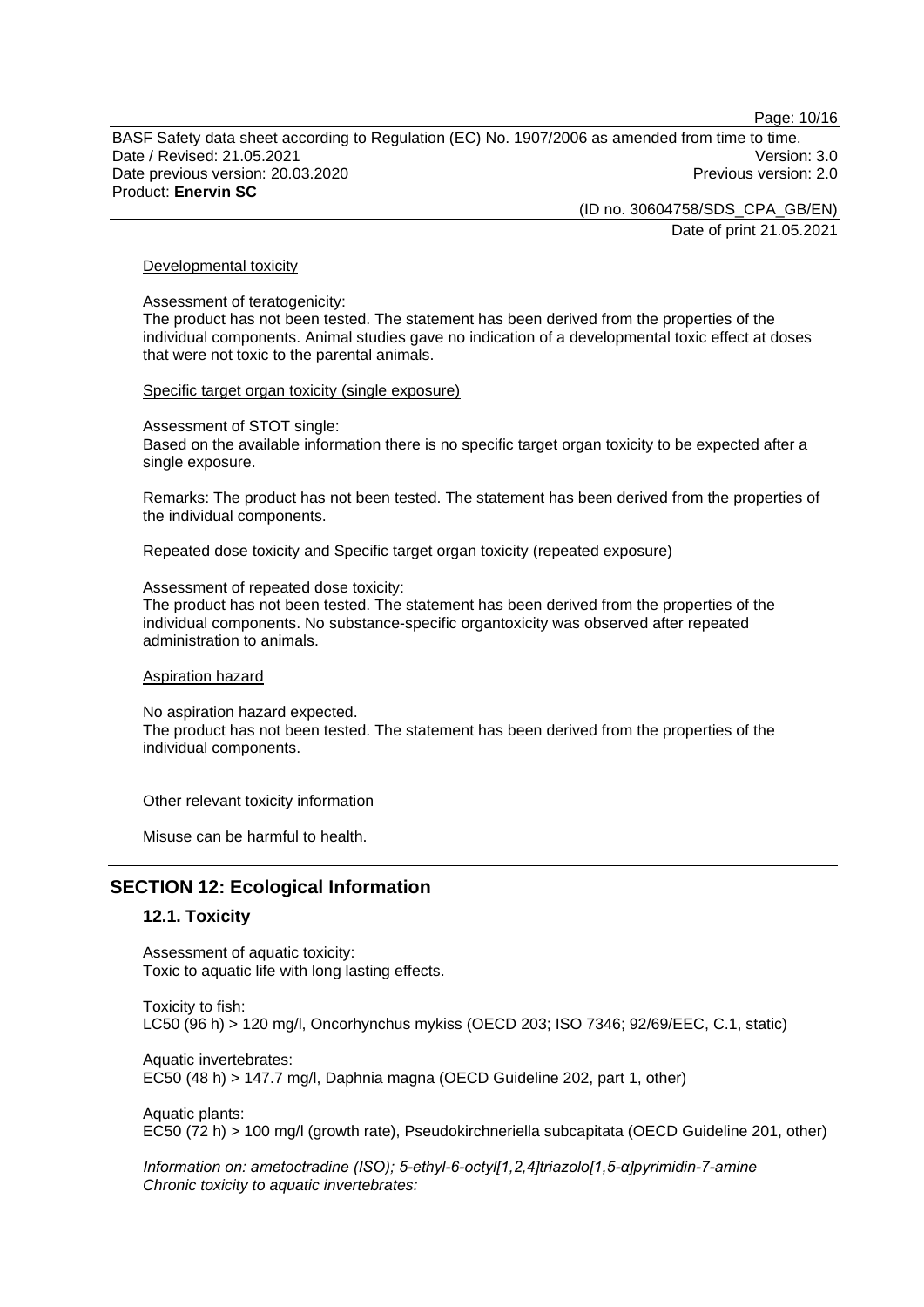Developmental toxicity

Assessment of teratogenicity:
The product has not been tested. The statement has been derived from the properties of the individual components. Animal studies gave no indication of a developmental toxic effect at doses that were not toxic to the parental animals.

Specific target organ toxicity (single exposure)

Assessment of STOT single:
Based on the available information there is no specific target organ toxicity to be expected after a single exposure.

Remarks: The product has not been tested. The statement has been derived from the properties of the individual components.

Repeated dose toxicity and Specific target organ toxicity (repeated exposure)

Assessment of repeated dose toxicity:
The product has not been tested. The statement has been derived from the properties of the individual components. No substance-specific organtoxicity was observed after repeated administration to animals.

Aspiration hazard

No aspiration hazard expected.
The product has not been tested. The statement has been derived from the properties of the individual components.

Other relevant toxicity information

Misuse can be harmful to health.

## SECTION 12: Ecological Information

### 12.1. Toxicity

Assessment of aquatic toxicity:
Toxic to aquatic life with long lasting effects.

Toxicity to fish:
LC50 (96 h) > 120 mg/l, Oncorhynchus mykiss (OECD 203; ISO 7346; 92/69/EEC, C.1, static)

Aquatic invertebrates:
EC50 (48 h) > 147.7 mg/l, Daphnia magna (OECD Guideline 202, part 1, other)

Aquatic plants:
EC50 (72 h) > 100 mg/l (growth rate), Pseudokirchneriella subcapitata (OECD Guideline 201, other)

*Information on: ametoctradine (ISO); 5-ethyl-6-octyl[1,2,4]triazolo[1,5-α]pyrimidin-7-amine*
*Chronic toxicity to aquatic invertebrates:*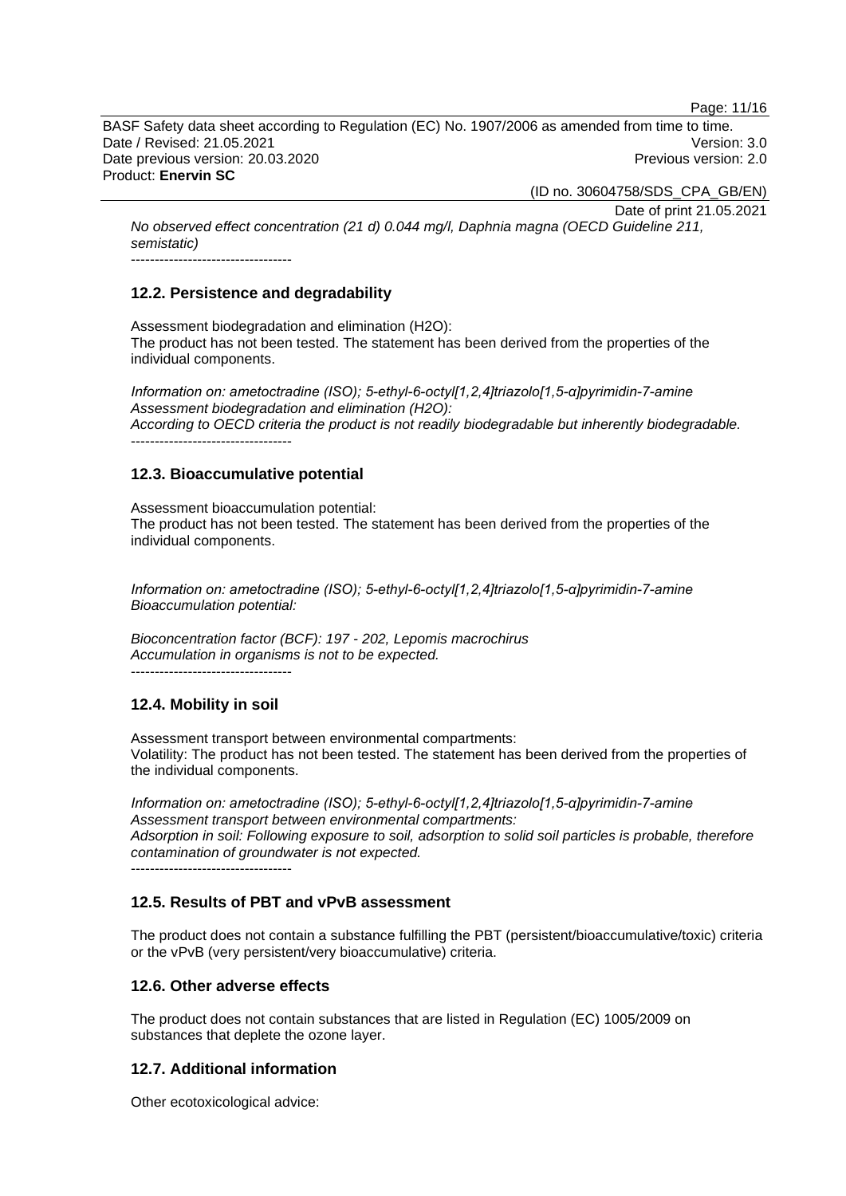*No observed effect concentration (21 d) 0.044 mg/l, Daphnia magna (OECD Guideline 211, semistatic)*

----------------------------------

### 12.2. Persistence and degradability

Assessment biodegradation and elimination ($H_2O$):
The product has not been tested. The statement has been derived from the properties of the individual components.

*Information on: ametoctradine (ISO); 5-ethyl-6-octyl[1,2,4]triazolo[1,5-α]pyrimidin-7-amine*
*Assessment biodegradation and elimination ($H_2O$):*
*According to OECD criteria the product is not readily biodegradable but inherently biodegradable.*

----------------------------------

### 12.3. Bioaccumulative potential

Assessment bioaccumulation potential:
The product has not been tested. The statement has been derived from the properties of the individual components.

*Information on: ametoctradine (ISO); 5-ethyl-6-octyl[1,2,4]triazolo[1,5-α]pyrimidin-7-amine*
*Bioaccumulation potential:*

*Bioconcentration factor (BCF): 197 - 202, Lepomis macrochirus*
*Accumulation in organisms is not to be expected.*

----------------------------------

### 12.4. Mobility in soil

Assessment transport between environmental compartments:
Volatility: The product has not been tested. The statement has been derived from the properties of the individual components.

*Information on: ametoctradine (ISO); 5-ethyl-6-octyl[1,2,4]triazolo[1,5-α]pyrimidin-7-amine*
*Assessment transport between environmental compartments:*
*Adsorption in soil: Following exposure to soil, adsorption to solid soil particles is probable, therefore contamination of groundwater is not expected.*

----------------------------------

### 12.5. Results of PBT and vPvB assessment

The product does not contain a substance fulfilling the PBT (persistent/bioaccumulative/toxic) criteria or the vPvB (very persistent/very bioaccumulative) criteria.

### 12.6. Other adverse effects

The product does not contain substances that are listed in Regulation (EC) 1005/2009 on substances that deplete the ozone layer.

### 12.7. Additional information

Other ecotoxicological advice: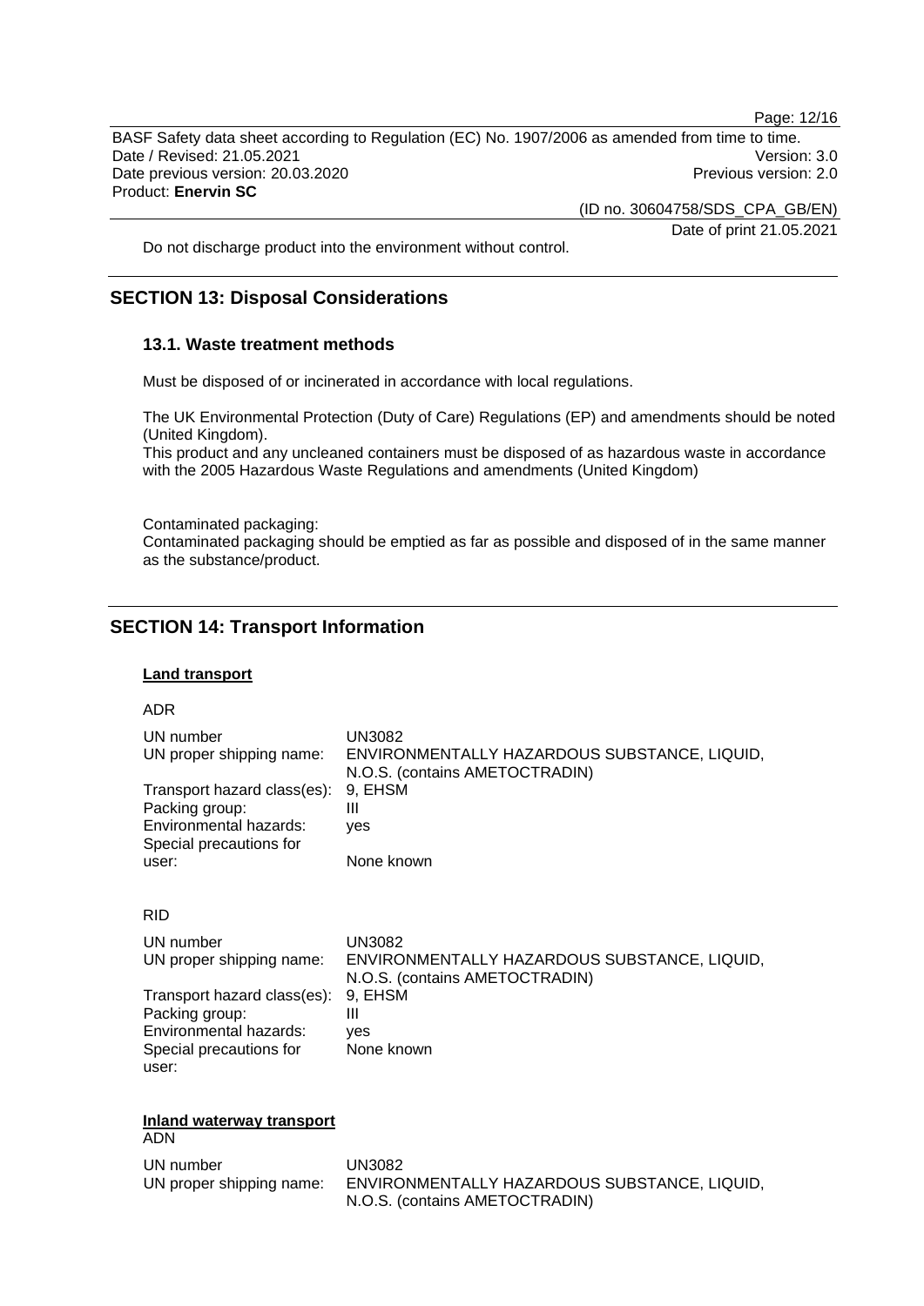Do not discharge product into the environment without control.

## SECTION 13: Disposal Considerations

### 13.1. Waste treatment methods

Must be disposed of or incinerated in accordance with local regulations.

The UK Environmental Protection (Duty of Care) Regulations (EP) and amendments should be noted (United Kingdom).
This product and any uncleaned containers must be disposed of as hazardous waste in accordance with the 2005 Hazardous Waste Regulations and amendments (United Kingdom)

Contaminated packaging:
Contaminated packaging should be emptied as far as possible and disposed of in the same manner as the substance/product.

## SECTION 14: Transport Information

**Land transport**

ADR

| | |
|---|---|
| UN number | UN3082 |
| UN proper shipping name: | ENVIRONMENTALLY HAZARDOUS SUBSTANCE, LIQUID, N.O.S. (contains AMETOCTRADIN) |
| Transport hazard class(es): | 9, EHSM |
| Packing group: | III |
| Environmental hazards: | yes |
| Special precautions for user: | None known |

RID

| | |
|---|---|
| UN number | UN3082 |
| UN proper shipping name: | ENVIRONMENTALLY HAZARDOUS SUBSTANCE, LIQUID, N.O.S. (contains AMETOCTRADIN) |
| Transport hazard class(es): | 9, EHSM |
| Packing group: | III |
| Environmental hazards: | yes |
| Special precautions for user: | None known |

**Inland waterway transport**

ADN

| | |
|---|---|
| UN number | UN3082 |
| UN proper shipping name: | ENVIRONMENTALLY HAZARDOUS SUBSTANCE, LIQUID, N.O.S. (contains AMETOCTRADIN) |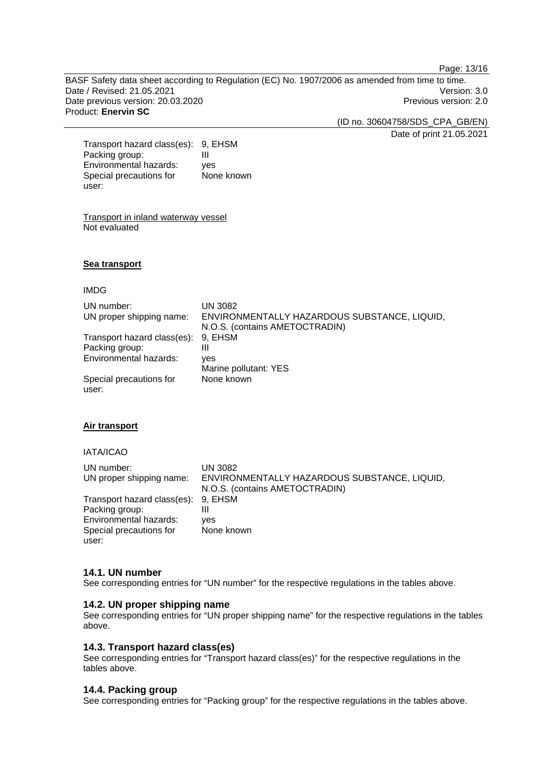| | |
|---|---|
| Transport hazard class(es): | 9, EHSM |
| Packing group: | III |
| Environmental hazards: | yes |
| Special precautions for user: | None known |

Transport in inland waterway vessel
Not evaluated

**Sea transport**

IMDG

| | |
|---|---|
| UN number: | UN 3082 |
| UN proper shipping name: | ENVIRONMENTALLY HAZARDOUS SUBSTANCE, LIQUID, N.O.S. (contains AMETOCTRADIN) |
| Transport hazard class(es): | 9, EHSM |
| Packing group: | III |
| Environmental hazards: | yes<br>Marine pollutant: YES |
| Special precautions for user: | None known |

**Air transport**

IATA/ICAO

| | |
|---|---|
| UN number: | UN 3082 |
| UN proper shipping name: | ENVIRONMENTALLY HAZARDOUS SUBSTANCE, LIQUID, N.O.S. (contains AMETOCTRADIN) |
| Transport hazard class(es): | 9, EHSM |
| Packing group: | III |
| Environmental hazards: | yes |
| Special precautions for user: | None known |

### 14.1. UN number

See corresponding entries for “UN number” for the respective regulations in the tables above.

### 14.2. UN proper shipping name

See corresponding entries for “UN proper shipping name” for the respective regulations in the tables above.

### 14.3. Transport hazard class(es)

See corresponding entries for “Transport hazard class(es)” for the respective regulations in the tables above.

### 14.4. Packing group

See corresponding entries for “Packing group” for the respective regulations in the tables above.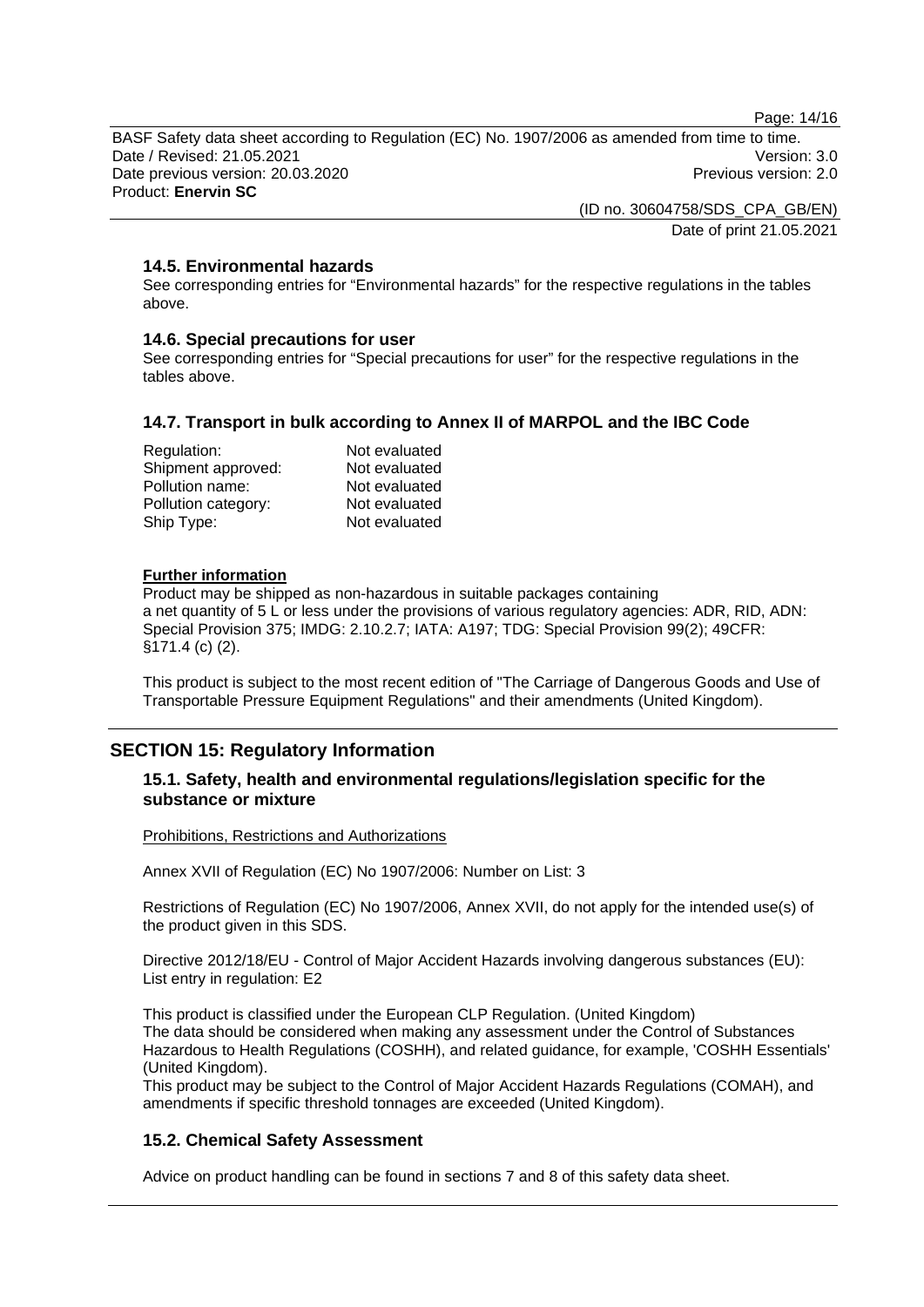### 14.5. Environmental hazards

See corresponding entries for “Environmental hazards” for the respective regulations in the tables above.

### 14.6. Special precautions for user

See corresponding entries for “Special precautions for user” for the respective regulations in the tables above.

### 14.7. Transport in bulk according to Annex II of MARPOL and the IBC Code

| | |
|---|---|
| Regulation: | Not evaluated |
| Shipment approved: | Not evaluated |
| Pollution name: | Not evaluated |
| Pollution category: | Not evaluated |
| Ship Type: | Not evaluated |

**Further information**

Product may be shipped as non-hazardous in suitable packages containing a net quantity of 5 L or less under the provisions of various regulatory agencies: ADR, RID, ADN: Special Provision 375; IMDG: 2.10.2.7; IATA: A197; TDG: Special Provision 99(2); 49CFR: §171.4 (c) (2).

This product is subject to the most recent edition of "The Carriage of Dangerous Goods and Use of Transportable Pressure Equipment Regulations" and their amendments (United Kingdom).

## SECTION 15: Regulatory Information

### 15.1. Safety, health and environmental regulations/legislation specific for the substance or mixture

Prohibitions, Restrictions and Authorizations

Annex XVII of Regulation (EC) No 1907/2006: Number on List: 3

Restrictions of Regulation (EC) No 1907/2006, Annex XVII, do not apply for the intended use(s) of the product given in this SDS.

Directive 2012/18/EU - Control of Major Accident Hazards involving dangerous substances (EU): List entry in regulation: E2

This product is classified under the European CLP Regulation. (United Kingdom)
The data should be considered when making any assessment under the Control of Substances Hazardous to Health Regulations (COSHH), and related guidance, for example, 'COSHH Essentials' (United Kingdom).
This product may be subject to the Control of Major Accident Hazards Regulations (COMAH), and amendments if specific threshold tonnages are exceeded (United Kingdom).

### 15.2. Chemical Safety Assessment

Advice on product handling can be found in sections 7 and 8 of this safety data sheet.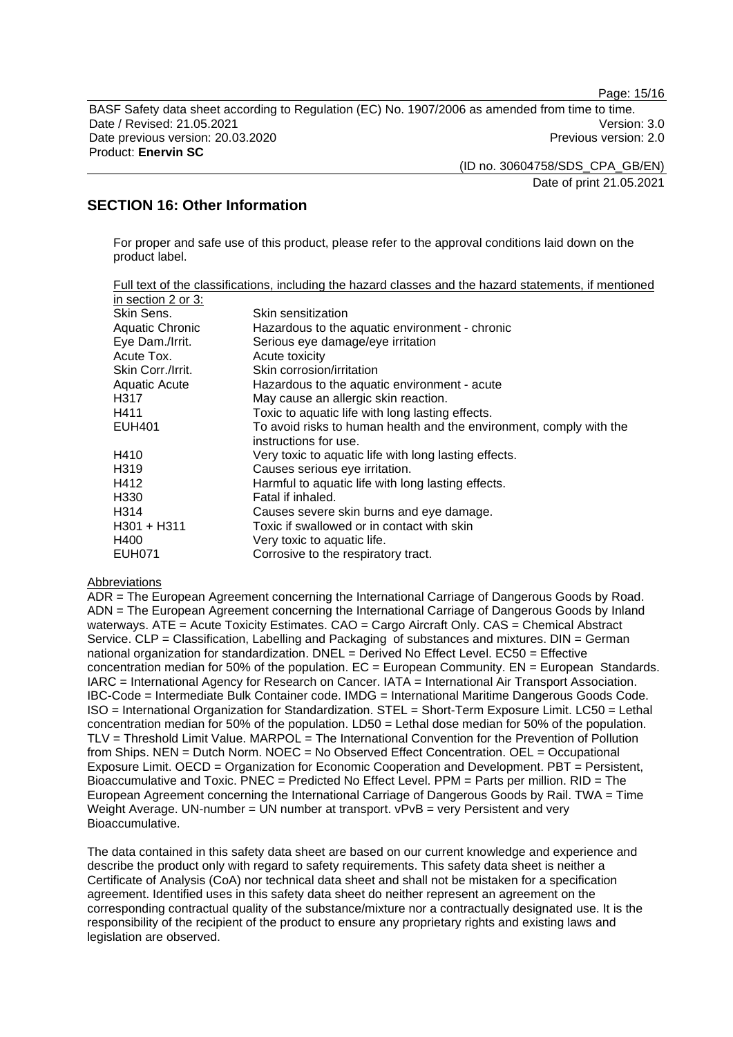## SECTION 16: Other Information

For proper and safe use of this product, please refer to the approval conditions laid down on the product label.

Full text of the classifications, including the hazard classes and the hazard statements, if mentioned in section 2 or 3:

| | |
|---|---|
| Skin Sens. | Skin sensitization |
| Aquatic Chronic | Hazardous to the aquatic environment - chronic |
| Eye Dam./Irrit. | Serious eye damage/eye irritation |
| Acute Tox. | Acute toxicity |
| Skin Corr./Irrit. | Skin corrosion/irritation |
| Aquatic Acute | Hazardous to the aquatic environment - acute |
| H317 | May cause an allergic skin reaction. |
| H411 | Toxic to aquatic life with long lasting effects. |
| EUH401 | To avoid risks to human health and the environment, comply with the instructions for use. |
| H410 | Very toxic to aquatic life with long lasting effects. |
| H319 | Causes serious eye irritation. |
| H412 | Harmful to aquatic life with long lasting effects. |
| H330 | Fatal if inhaled. |
| H314 | Causes severe skin burns and eye damage. |
| H301 + H311 | Toxic if swallowed or in contact with skin |
| H400 | Very toxic to aquatic life. |
| EUH071 | Corrosive to the respiratory tract. |

Abbreviations

ADR = The European Agreement concerning the International Carriage of Dangerous Goods by Road. ADN = The European Agreement concerning the International Carriage of Dangerous Goods by Inland waterways. ATE = Acute Toxicity Estimates. CAO = Cargo Aircraft Only. CAS = Chemical Abstract Service. CLP = Classification, Labelling and Packaging of substances and mixtures. DIN = German national organization for standardization. DNEL = Derived No Effect Level. EC50 = Effective concentration median for 50% of the population. EC = European Community. EN = European Standards. IARC = International Agency for Research on Cancer. IATA = International Air Transport Association. IBC-Code = Intermediate Bulk Container code. IMDG = International Maritime Dangerous Goods Code. ISO = International Organization for Standardization. STEL = Short-Term Exposure Limit. LC50 = Lethal concentration median for 50% of the population. LD50 = Lethal dose median for 50% of the population. TLV = Threshold Limit Value. MARPOL = The International Convention for the Prevention of Pollution from Ships. NEN = Dutch Norm. NOEC = No Observed Effect Concentration. OEL = Occupational Exposure Limit. OECD = Organization for Economic Cooperation and Development. PBT = Persistent, Bioaccumulative and Toxic. PNEC = Predicted No Effect Level. PPM = Parts per million. RID = The European Agreement concerning the International Carriage of Dangerous Goods by Rail. TWA = Time Weight Average. UN-number = UN number at transport. vPvB = very Persistent and very Bioaccumulative.

The data contained in this safety data sheet are based on our current knowledge and experience and describe the product only with regard to safety requirements. This safety data sheet is neither a Certificate of Analysis (CoA) nor technical data sheet and shall not be mistaken for a specification agreement. Identified uses in this safety data sheet do neither represent an agreement on the corresponding contractual quality of the substance/mixture nor a contractually designated use. It is the responsibility of the recipient of the product to ensure any proprietary rights and existing laws and legislation are observed.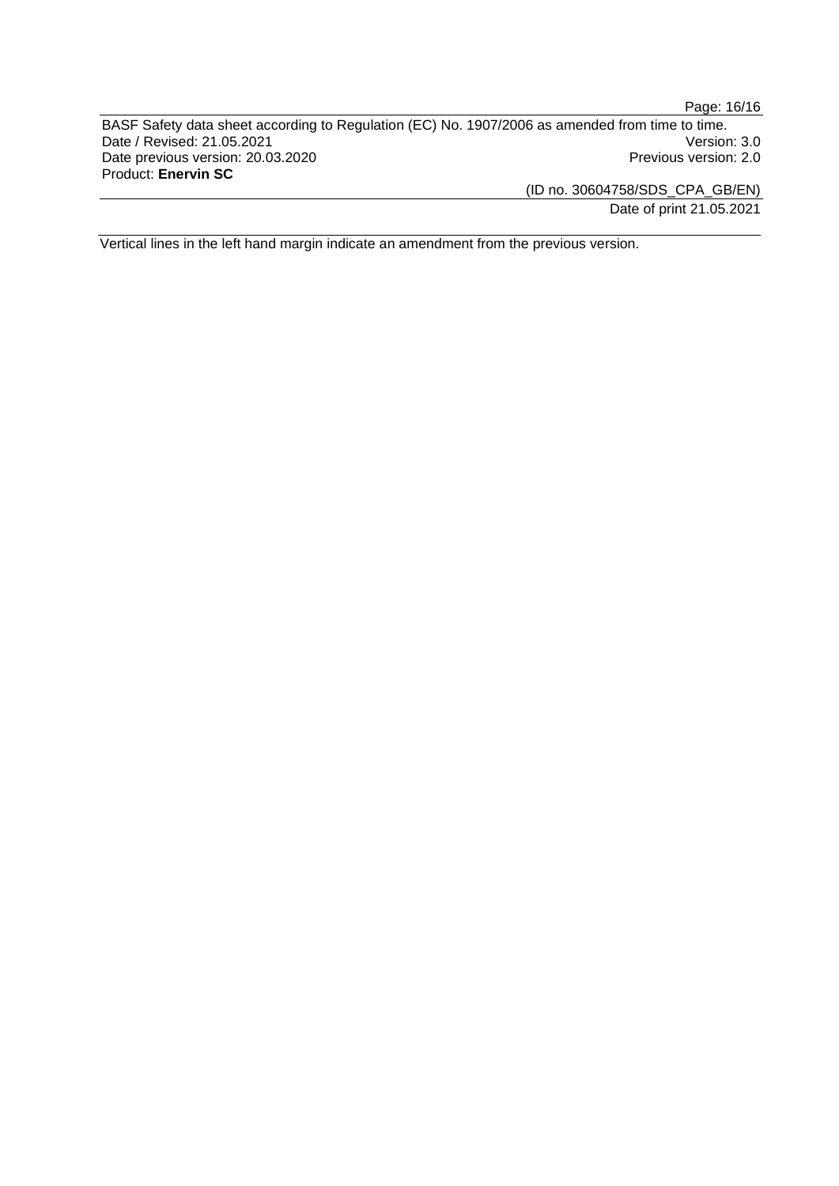Vertical lines in the left hand margin indicate an amendment from the previous version.